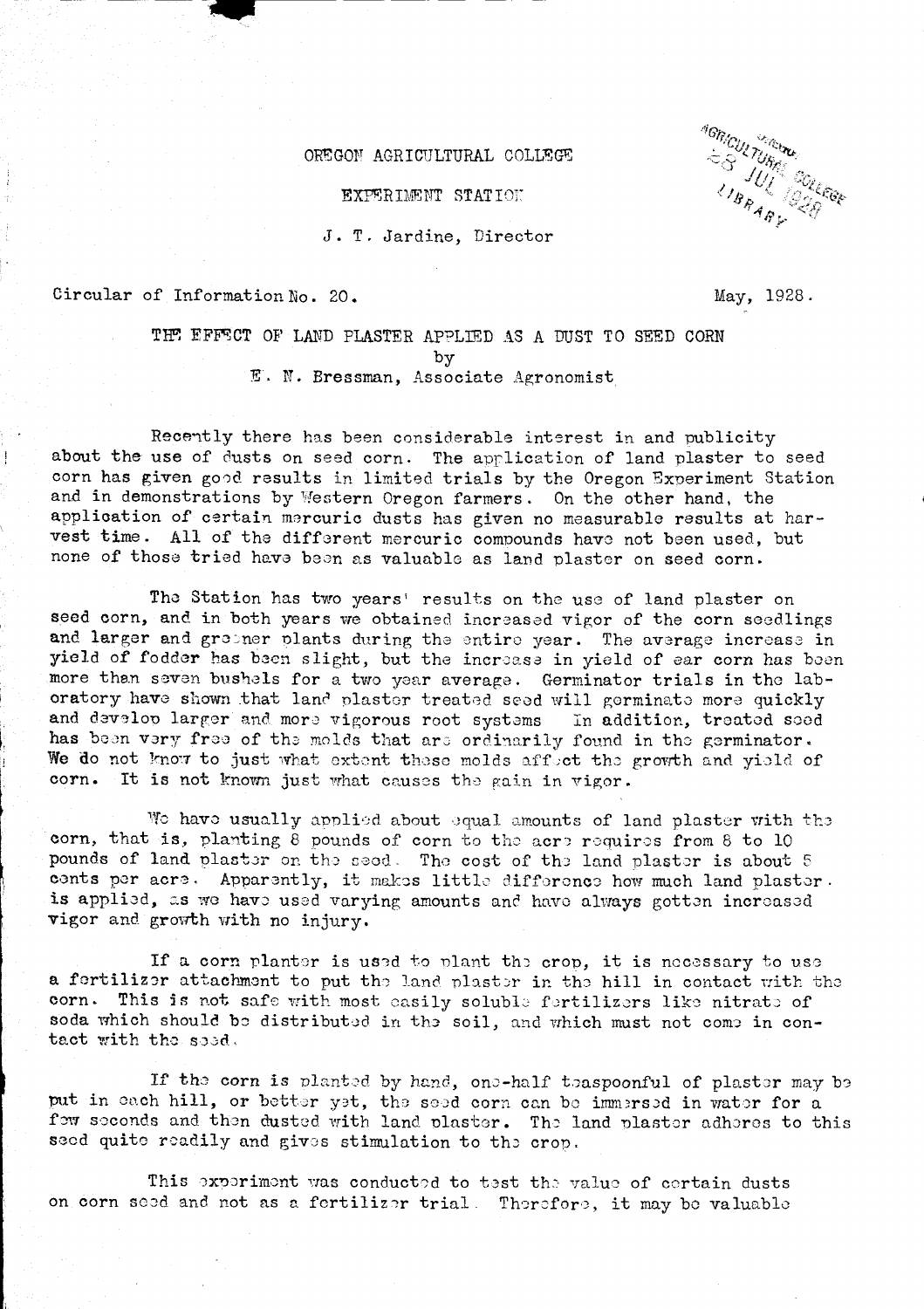OREGON AGRICULTURAL COLLEGE

EXPERIMENT STATION

J. T. Jardine, Director

Circular of Information No. 20. May, 1928.

# THE EFFECT OF LAND PLASTER APPLIED AS A DUST TO SEED CORN

by

E. N. Bressman, Associate Agronomist

Recently there has been considerable interest in and publicity about the use of dusts on seed corn. The application of land plaster to seed corn has given good results in limited trials by the Oregon Experiment Station and in demonstrations by Western Oregon farmers. On the other hand, the application of certain mercuric dusts has given no measurable results at harvest time. All of the different mercuric compounds have not been used, but none of those tried have been as valuable as land plaster on seed corn.

The Station has two years' results on the use of land plaster on seed corn, and in both years we obtained increased vigor of the corn seedlings and larger and greener plants during the entire year. The average increase in yield of fodder has been slight, but the increase in yield of ear corn has been more than seven bushels for a two year average. Germinator trials in the laboratory have shown that land plaster treated seed will germinate more quickly and develop larger and more vigorous root systems In addition, treated seed has been very free of the molds that are ordinarily found in the germinator. We do not know to just what extent these molds affect the growth and yield of corn. It is not known just what causes the gain in vigor.

We have usually applied about equal amounts of land plaster with the corn, that is, planting 8 pounds of corn to the acre requires from 8 to 10 pounds of land plaster on the seed. The cost of the land plaster is about 5 cents per acre. Apparently, it makes little difference how much land plaster is applied, as we have used varying amounts and have always gotten increased vigor and growth with no injury.

If a corn planter is used to plant the crop, it is necessary to use a fertilizer attachment to put the land plaster in the hill in contact with the corn. This is not safe with most easily soluble fertilizers like nitrate of soda which should be distributed in the soil, and which must not come in contact with the seed.

If the corn is planted by hand, one-half teaspoonful of plaster may be put in each hill, or better yet, the seed corn can be immersed in water for a few seconds and then dusted with land plaster. The land plaster adheres to this seed quite readily and gives stimulation to the crop.

This experiment was conducted to test the value of certain dusts on corn seed and not as a fertilizer trial. Therefore, it may be valuable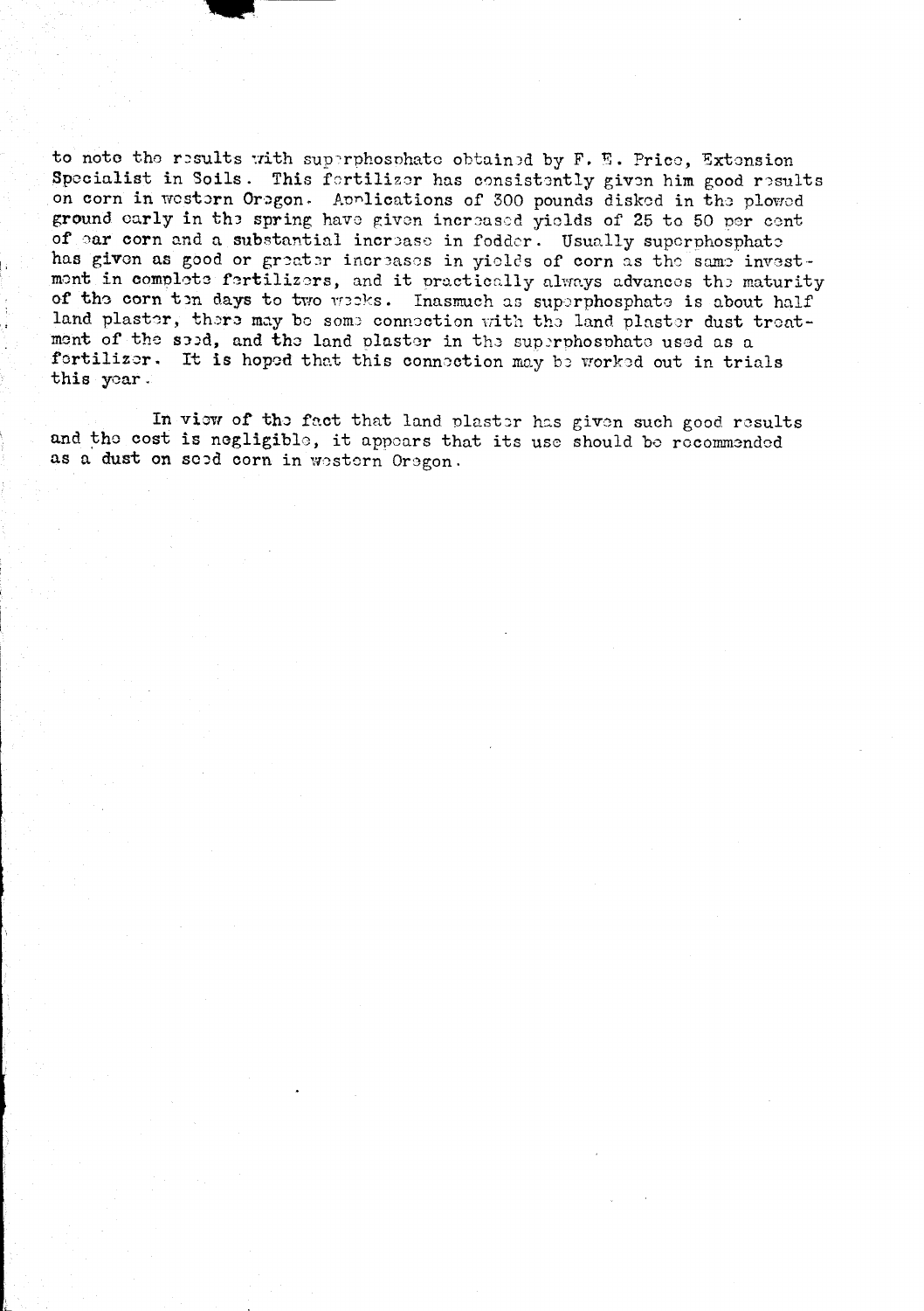to note the results with superphosphate obtained by F. E. Price, Extension Specialist in Soils. This fertilizer has consistently given him good results on corn in western Oregon. Applications of 300 pounds disked in the plowed ground early in the spring have given increased yields of 25 to 50 per cent of ear corn and a substantial increase in fodder. Usually superphosphate has given as good or greater increases in yields of corn as the same investment in complete fertilizers, and it practically always advances the maturity of the corn ten days to two weeks. Inasmuch as superphosphate is about half land plaster, there may be some connection with the land plaster dust treatment of the seed, and the land plaster in the superphosphate used as a fertilizer. It is hoped that this connection may be worked out in trials this year.

In view of the fact that land plaster has given such good results and the cost is negligible, it appears that its use should be recommended as a dust on seed corn in western Oregon.